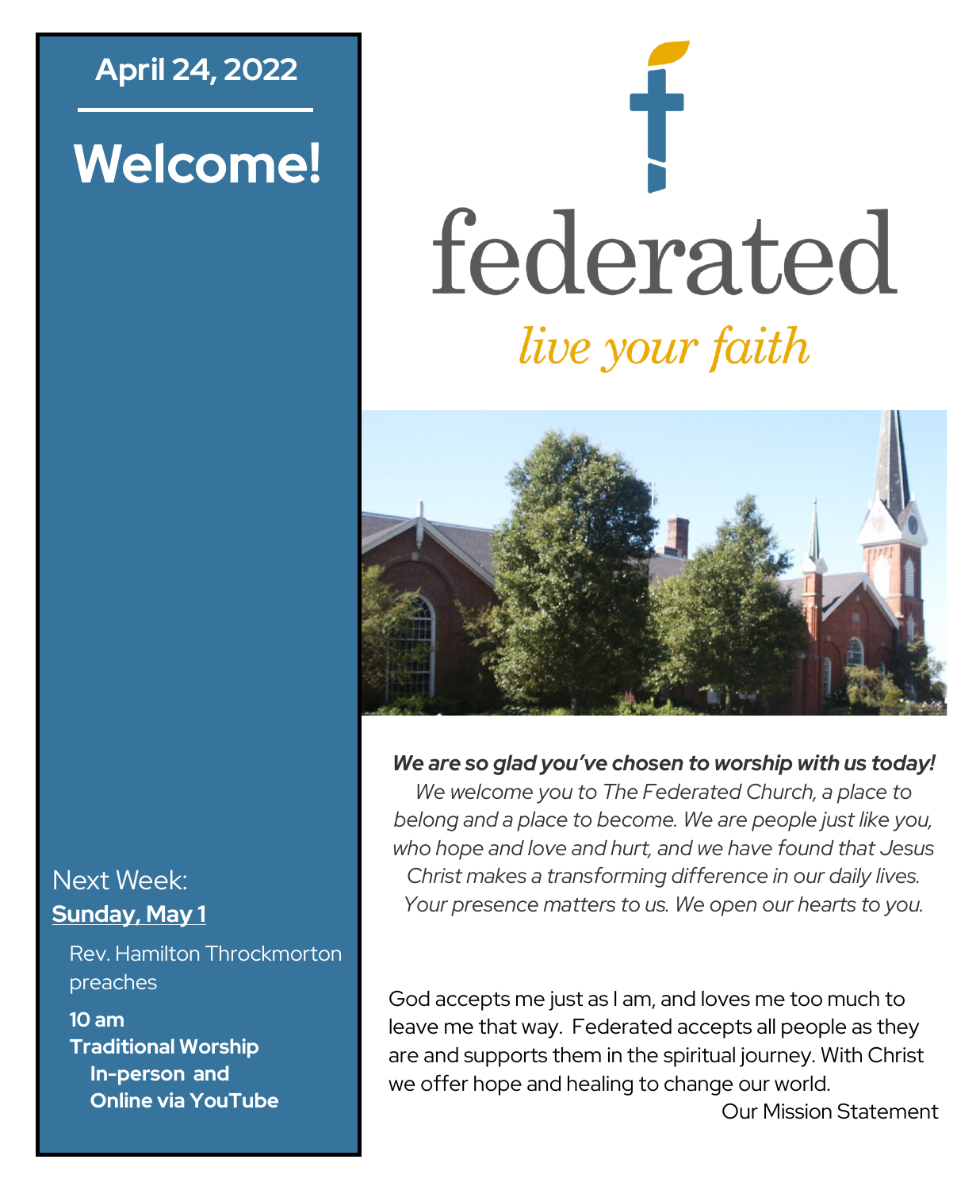**April 24, 2022**

# Welcome!

Next Week:
**Sunday, May 1**

Rev. Hamilton Throckmorton preaches

**10 am**
**Traditional Worship**
**In-person and**
**Online via YouTube**

# federated

*live your faith*

***We are so glad you've chosen to worship with us today!***
*We welcome you to The Federated Church, a place to belong and a place to become. We are people just like you, who hope and love and hurt, and we have found that Jesus Christ makes a transforming difference in our daily lives. Your presence matters to us. We open our hearts to you.*

God accepts me just as I am, and loves me too much to leave me that way. Federated accepts all people as they are and supports them in the spiritual journey. With Christ we offer hope and healing to change our world.

Our Mission Statement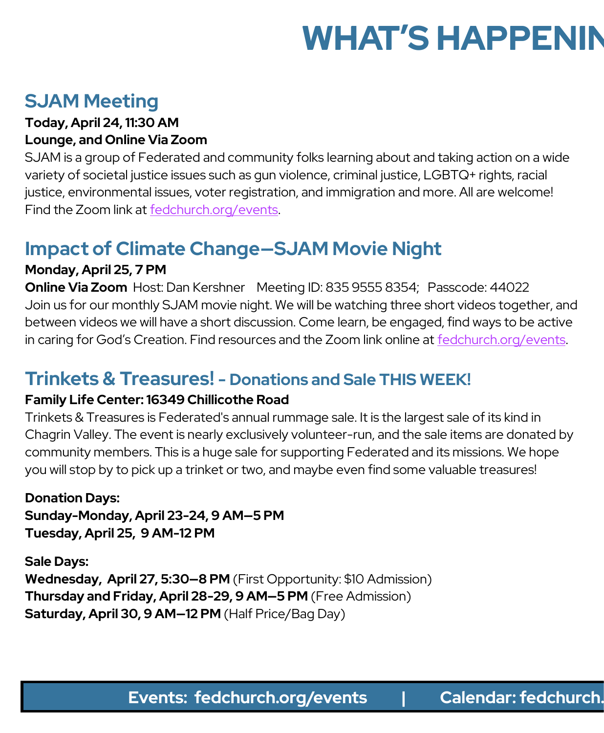# WHAT'S HAPPENIN

## SJAM Meeting

**Today, April 24, 11:30 AM**
**Lounge, and Online Via Zoom**

SJAM is a group of Federated and community folks learning about and taking action on a wide variety of societal justice issues such as gun violence, criminal justice, LGBTQ+ rights, racial justice, environmental issues, voter registration, and immigration and more. All are welcome! Find the Zoom link at fedchurch.org/events.

## Impact of Climate Change—SJAM Movie Night

**Monday, April 25, 7 PM**
**Online Via Zoom** Host: Dan Kershner Meeting ID: 835 9555 8354; Passcode: 44022

Join us for our monthly SJAM movie night. We will be watching three short videos together, and between videos we will have a short discussion. Come learn, be engaged, find ways to be active in caring for God's Creation. Find resources and the Zoom link online at fedchurch.org/events.

## Trinkets & Treasures! - Donations and Sale THIS WEEK!

**Family Life Center: 16349 Chillicothe Road**

Trinkets & Treasures is Federated's annual rummage sale. It is the largest sale of its kind in Chagrin Valley. The event is nearly exclusively volunteer-run, and the sale items are donated by community members. This is a huge sale for supporting Federated and its missions. We hope you will stop by to pick up a trinket or two, and maybe even find some valuable treasures!

**Donation Days:**
**Sunday-Monday, April 23-24, 9 AM—5 PM**
**Tuesday, April 25, 9 AM-12 PM**

**Sale Days:**
**Wednesday, April 27, 5:30—8 PM** (First Opportunity: $10 Admission)
**Thursday and Friday, April 28-29, 9 AM—5 PM** (Free Admission)
**Saturday, April 30, 9 AM—12 PM** (Half Price/Bag Day)

**Events: fedchurch.org/events | Calendar: fedchurch.**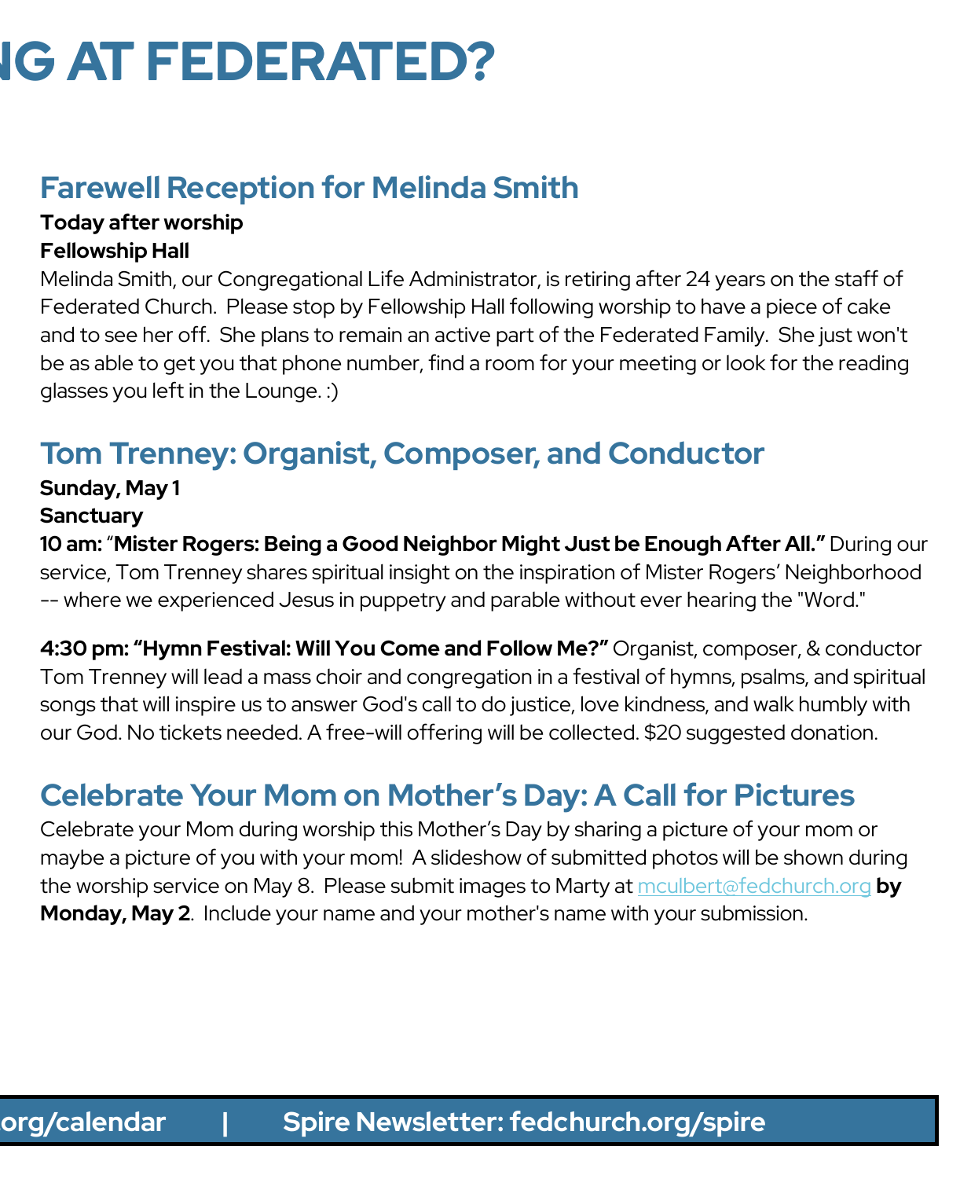# NG AT FEDERATED?

## Farewell Reception for Melinda Smith

**Today after worship**
**Fellowship Hall**

Melinda Smith, our Congregational Life Administrator, is retiring after 24 years on the staff of Federated Church. Please stop by Fellowship Hall following worship to have a piece of cake and to see her off. She plans to remain an active part of the Federated Family. She just won't be as able to get you that phone number, find a room for your meeting or look for the reading glasses you left in the Lounge. :)

## Tom Trenney: Organist, Composer, and Conductor

**Sunday, May 1**
**Sanctuary**

**10 am:** "**Mister Rogers: Being a Good Neighbor Might Just be Enough After All."** During our service, Tom Trenney shares spiritual insight on the inspiration of Mister Rogers' Neighborhood -- where we experienced Jesus in puppetry and parable without ever hearing the "Word."

**4:30 pm: "Hymn Festival: Will You Come and Follow Me?"** Organist, composer, & conductor Tom Trenney will lead a mass choir and congregation in a festival of hymns, psalms, and spiritual songs that will inspire us to answer God's call to do justice, love kindness, and walk humbly with our God. No tickets needed. A free-will offering will be collected. $20 suggested donation.

## Celebrate Your Mom on Mother's Day: A Call for Pictures

Celebrate your Mom during worship this Mother's Day by sharing a picture of your mom or maybe a picture of you with your mom! A slideshow of submitted photos will be shown during the worship service on May 8. Please submit images to Marty at mculbert@fedchurch.org **by Monday, May 2**. Include your name and your mother's name with your submission.

org/calendar | Spire Newsletter: fedchurch.org/spire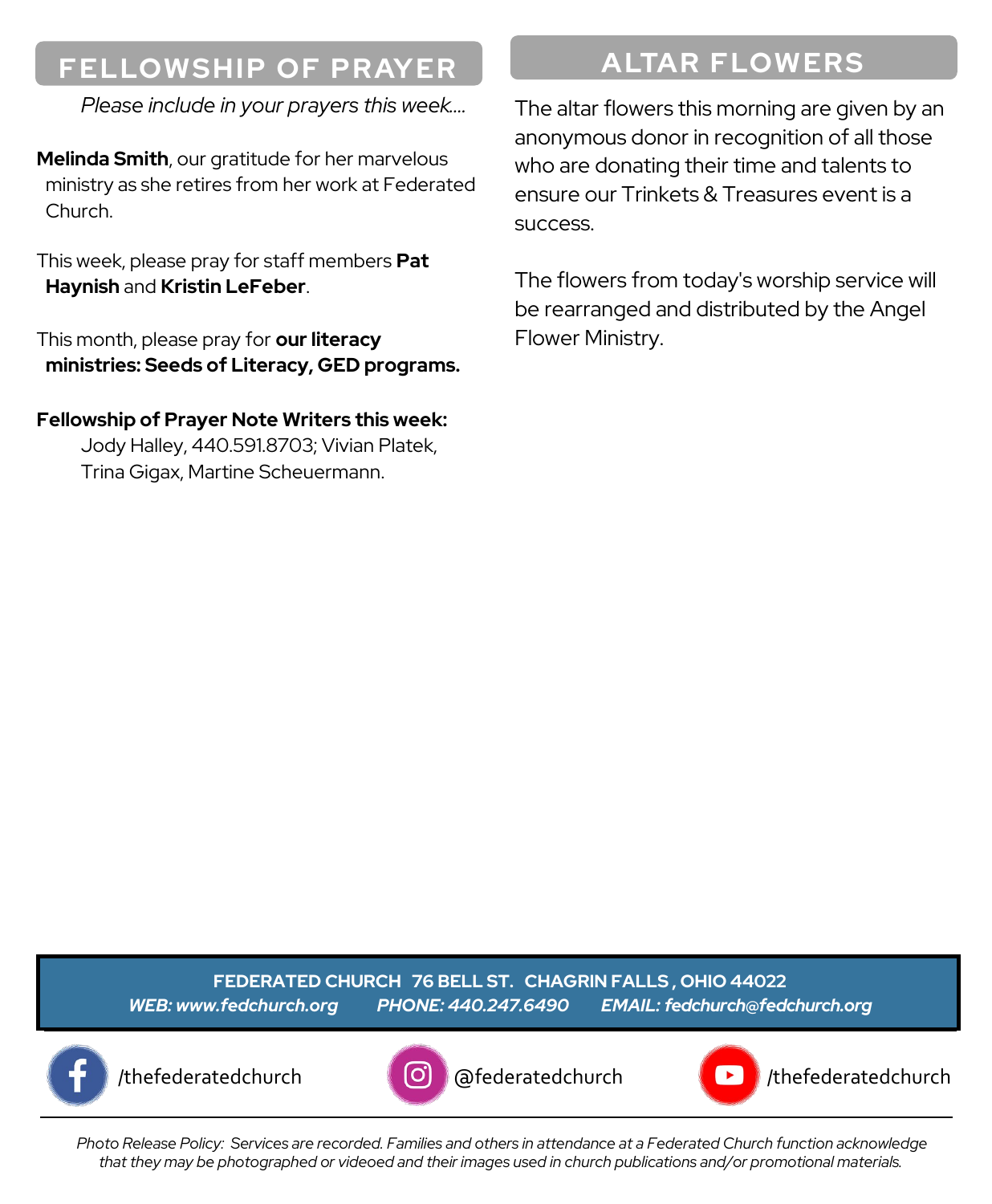## FELLOWSHIP OF PRAYER

*Please include in your prayers this week....*

**Melinda Smith**, our gratitude for her marvelous ministry as she retires from her work at Federated Church.

This week, please pray for staff members **Pat Haynish** and **Kristin LeFeber**.

This month, please pray for **our literacy ministries: Seeds of Literacy, GED programs.**

**Fellowship of Prayer Note Writers this week:**
Jody Halley, 440.591.8703; Vivian Platek, Trina Gigax, Martine Scheuermann.

## ALTAR FLOWERS

The altar flowers this morning are given by an anonymous donor in recognition of all those who are donating their time and talents to ensure our Trinkets & Treasures event is a success.

The flowers from today's worship service will be rearranged and distributed by the Angel Flower Ministry.

**FEDERATED CHURCH 76 BELL ST. CHAGRIN FALLS , OHIO 44022**
***WEB: www.fedchurch.org PHONE: 440.247.6490 EMAIL: fedchurch@fedchurch.org***

/thefederatedchurch @federatedchurch /thefederatedchurch

*Photo Release Policy: Services are recorded. Families and others in attendance at a Federated Church function acknowledge that they may be photographed or videoed and their images used in church publications and/or promotional materials.*